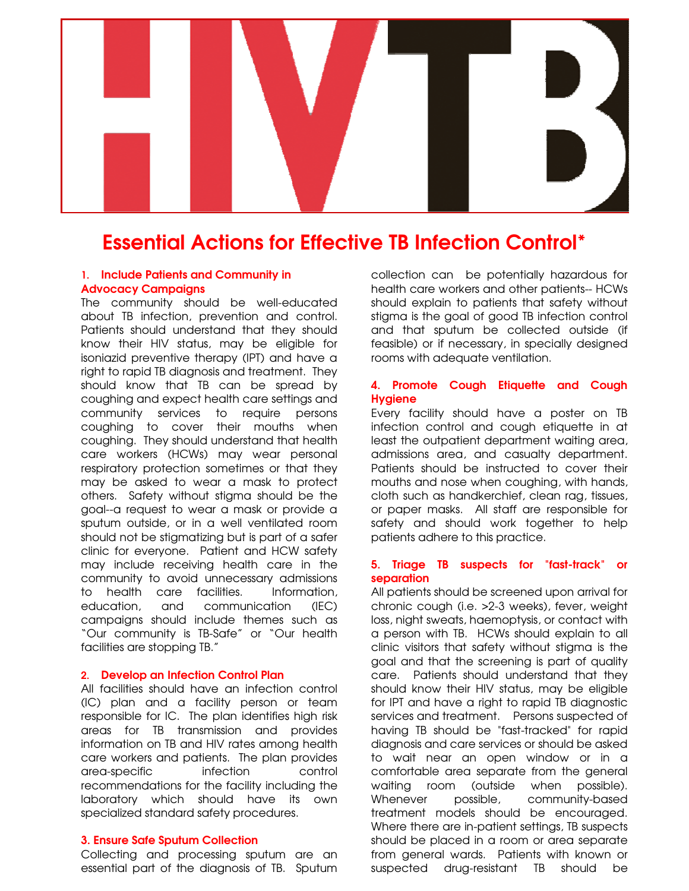# HIVTB

## Essential Actions for Effective TB Infection Control*

### 1. Include Patients and Community in Advocacy Campaigns

The community should be well-educated about TB infection, prevention and control. Patients should understand that they should know their HIV status, may be eligible for isoniazid preventive therapy (IPT) and have a right to rapid TB diagnosis and treatment. They should know that TB can be spread by coughing and expect health care settings and community services to require persons coughing to cover their mouths when coughing. They should understand that health care workers (HCWs) may wear personal respiratory protection sometimes or that they may be asked to wear a mask to protect others. Safety without stigma should be the goal--a request to wear a mask or provide a sputum outside, or in a well ventilated room should not be stigmatizing but is part of a safer clinic for everyone. Patient and HCW safety may include receiving health care in the community to avoid unnecessary admissions to health care facilities. Information, education, and communication (IEC) campaigns should include themes such as "Our community is TB-Safe" or "Our health facilities are stopping TB."

### 2. Develop an Infection Control Plan

All facilities should have an infection control (IC) plan and a facility person or team responsible for IC. The plan identifies high risk areas for TB transmission and provides information on TB and HIV rates among health care workers and patients. The plan provides area-specific infection control recommendations for the facility including the laboratory which should have its own specialized standard safety procedures.

### 3. Ensure Safe Sputum Collection

Collecting and processing sputum are an essential part of the diagnosis of TB. Sputum collection can be potentially hazardous for health care workers and other patients-- HCWs should explain to patients that safety without stigma is the goal of good TB infection control and that sputum be collected outside (if feasible) or if necessary, in specially designed rooms with adequate ventilation.

### 4. Promote Cough Etiquette and Cough Hygiene

Every facility should have a poster on TB infection control and cough etiquette in at least the outpatient department waiting area, admissions area, and casualty department. Patients should be instructed to cover their mouths and nose when coughing, with hands, cloth such as handkerchief, clean rag, tissues, or paper masks. All staff are responsible for safety and should work together to help patients adhere to this practice.

### 5. Triage TB suspects for "fast-track" or separation

All patients should be screened upon arrival for chronic cough (i.e. >2-3 weeks), fever, weight loss, night sweats, haemoptysis, or contact with a person with TB. HCWs should explain to all clinic visitors that safety without stigma is the goal and that the screening is part of quality care. Patients should understand that they should know their HIV status, may be eligible for IPT and have a right to rapid TB diagnostic services and treatment. Persons suspected of having TB should be "fast-tracked" for rapid diagnosis and care services or should be asked to wait near an open window or in a comfortable area separate from the general waiting room (outside when possible). Whenever possible, community-based treatment models should be encouraged. Where there are in-patient settings, TB suspects should be placed in a room or area separate from general wards. Patients with known or suspected drug-resistant TB should be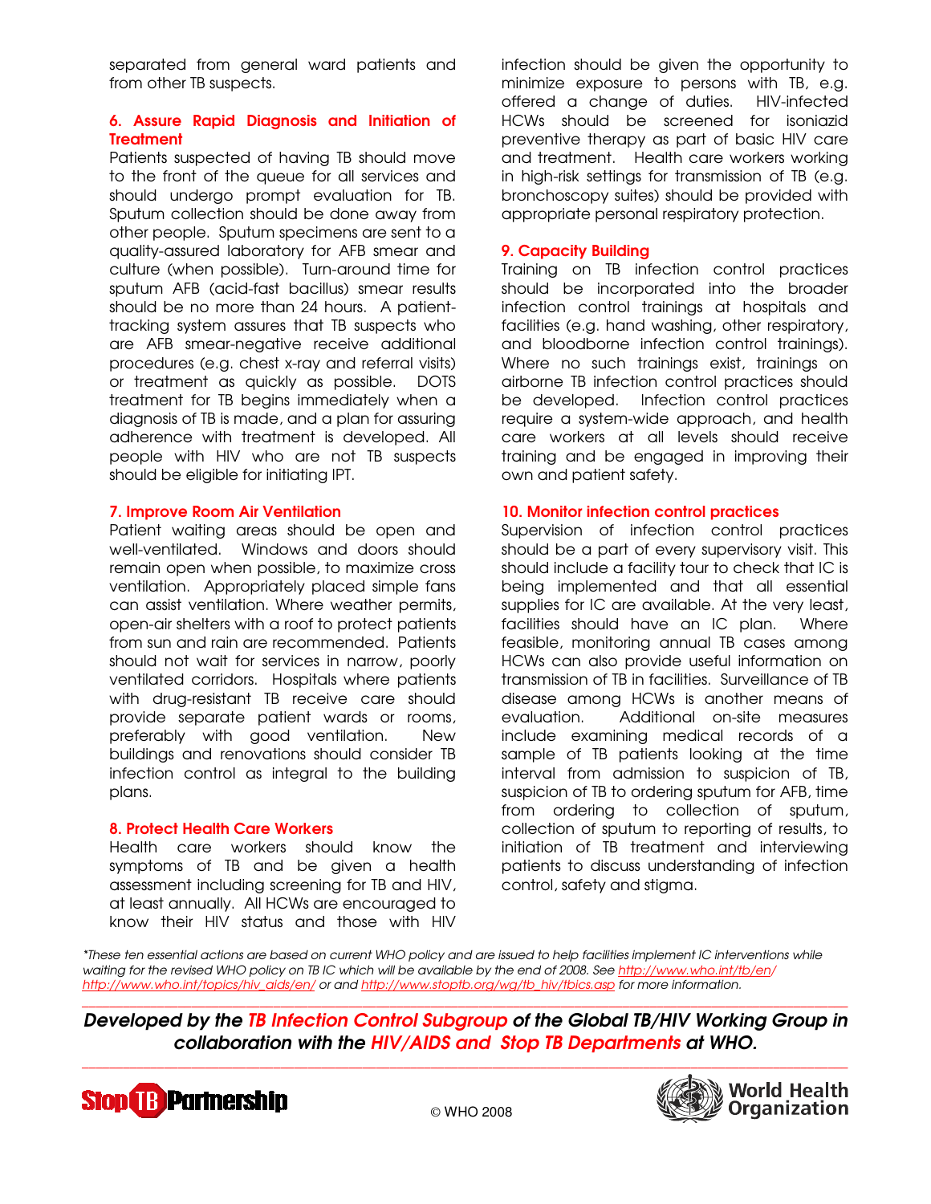separated from general ward patients and from other TB suspects.

### 6. Assure Rapid Diagnosis and Initiation of Treatment

Patients suspected of having TB should move to the front of the queue for all services and should undergo prompt evaluation for TB. Sputum collection should be done away from other people. Sputum specimens are sent to a quality-assured laboratory for AFB smear and culture (when possible). Turn-around time for sputum AFB (acid-fast bacillus) smear results should be no more than 24 hours. A patient-tracking system assures that TB suspects who are AFB smear-negative receive additional procedures (e.g. chest x-ray and referral visits) or treatment as quickly as possible. DOTS treatment for TB begins immediately when a diagnosis of TB is made, and a plan for assuring adherence with treatment is developed. All people with HIV who are not TB suspects should be eligible for initiating IPT.

### 7. Improve Room Air Ventilation

Patient waiting areas should be open and well-ventilated. Windows and doors should remain open when possible, to maximize cross ventilation. Appropriately placed simple fans can assist ventilation. Where weather permits, open-air shelters with a roof to protect patients from sun and rain are recommended. Patients should not wait for services in narrow, poorly ventilated corridors. Hospitals where patients with drug-resistant TB receive care should provide separate patient wards or rooms, preferably with good ventilation. New buildings and renovations should consider TB infection control as integral to the building plans.

### 8. Protect Health Care Workers

Health care workers should know the symptoms of TB and be given a health assessment including screening for TB and HIV, at least annually. All HCWs are encouraged to know their HIV status and those with HIV infection should be given the opportunity to minimize exposure to persons with TB, e.g. offered a change of duties. HIV-infected HCWs should be screened for isoniazid preventive therapy as part of basic HIV care and treatment. Health care workers working in high-risk settings for transmission of TB (e.g. bronchoscopy suites) should be provided with appropriate personal respiratory protection.

### 9. Capacity Building

Training on TB infection control practices should be incorporated into the broader infection control trainings at hospitals and facilities (e.g. hand washing, other respiratory, and bloodborne infection control trainings). Where no such trainings exist, trainings on airborne TB infection control practices should be developed. Infection control practices require a system-wide approach, and health care workers at all levels should receive training and be engaged in improving their own and patient safety.

### 10. Monitor infection control practices

Supervision of infection control practices should be a part of every supervisory visit. This should include a facility tour to check that IC is being implemented and that all essential supplies for IC are available. At the very least, facilities should have an IC plan. Where feasible, monitoring annual TB cases among HCWs can also provide useful information on transmission of TB in facilities. Surveillance of TB disease among HCWs is another means of evaluation. Additional on-site measures include examining medical records of a sample of TB patients looking at the time interval from admission to suspicion of TB, suspicion of TB to ordering sputum for AFB, time from ordering to collection of sputum, collection of sputum to reporting of results, to initiation of TB treatment and interviewing patients to discuss understanding of infection control, safety and stigma.

*\*These ten essential actions are based on current WHO policy and are issued to help facilities implement IC interventions while waiting for the revised WHO policy on TB IC which will be available by the end of 2008. See http://www.who.int/tb/en/ http://www.who.int/topics/hiv_aids/en/ or and http://www.stoptb.org/wg/tb_hiv/tbics.asp for more information.*

---

***Developed by the TB Infection Control Subgroup of the Global TB/HIV Working Group in collaboration with the HIV/AIDS and Stop TB Departments at WHO.***

---

Stop TB Partnership

© WHO 2008

World Health Organization